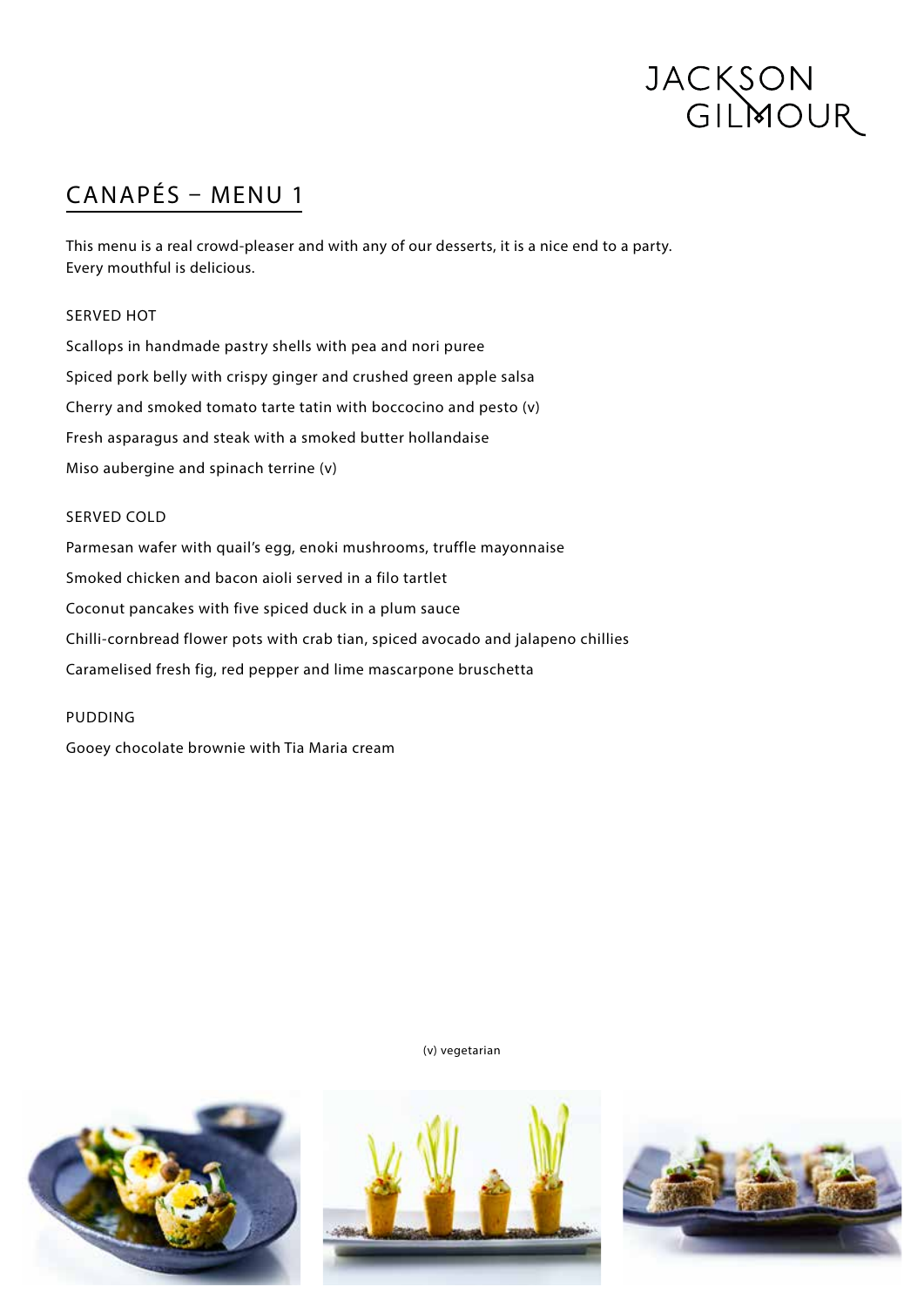JACKSON GILMOUR

# CANAPÉS – MENU 1

This menu is a real crowd-pleaser and with any of our desserts, it is a nice end to a party.
Every mouthful is delicious.

SERVED HOT

Scallops in handmade pastry shells with pea and nori puree

Spiced pork belly with crispy ginger and crushed green apple salsa

Cherry and smoked tomato tarte tatin with boccocino and pesto (v)

Fresh asparagus and steak with a smoked butter hollandaise

Miso aubergine and spinach terrine (v)

SERVED COLD

Parmesan wafer with quail's egg, enoki mushrooms, truffle mayonnaise

Smoked chicken and bacon aioli served in a filo tartlet

Coconut pancakes with five spiced duck in a plum sauce

Chilli-cornbread flower pots with crab tian, spiced avocado and jalapeno chillies

Caramelised fresh fig, red pepper and lime mascarpone bruschetta

PUDDING

Gooey chocolate brownie with Tia Maria cream

(v) vegetarian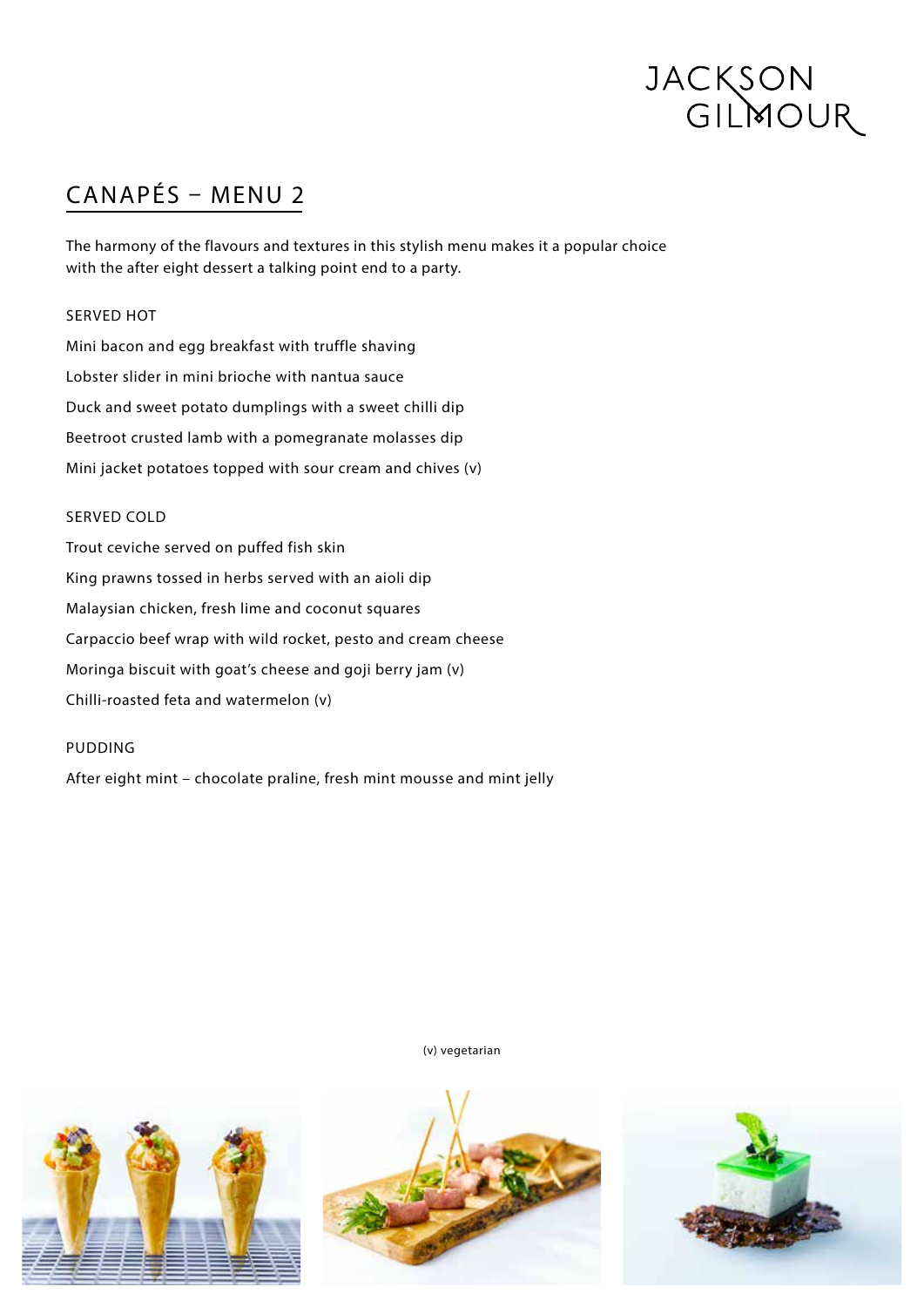JACKSON GILMOUR

## CANAPÉS – MENU 2

The harmony of the flavours and textures in this stylish menu makes it a popular choice with the after eight dessert a talking point end to a party.

SERVED HOT

Mini bacon and egg breakfast with truffle shaving

Lobster slider in mini brioche with nantua sauce

Duck and sweet potato dumplings with a sweet chilli dip

Beetroot crusted lamb with a pomegranate molasses dip

Mini jacket potatoes topped with sour cream and chives (v)

SERVED COLD

Trout ceviche served on puffed fish skin

King prawns tossed in herbs served with an aioli dip

Malaysian chicken, fresh lime and coconut squares

Carpaccio beef wrap with wild rocket, pesto and cream cheese

Moringa biscuit with goat's cheese and goji berry jam (v)

Chilli-roasted feta and watermelon (v)

PUDDING

After eight mint – chocolate praline, fresh mint mousse and mint jelly

(v) vegetarian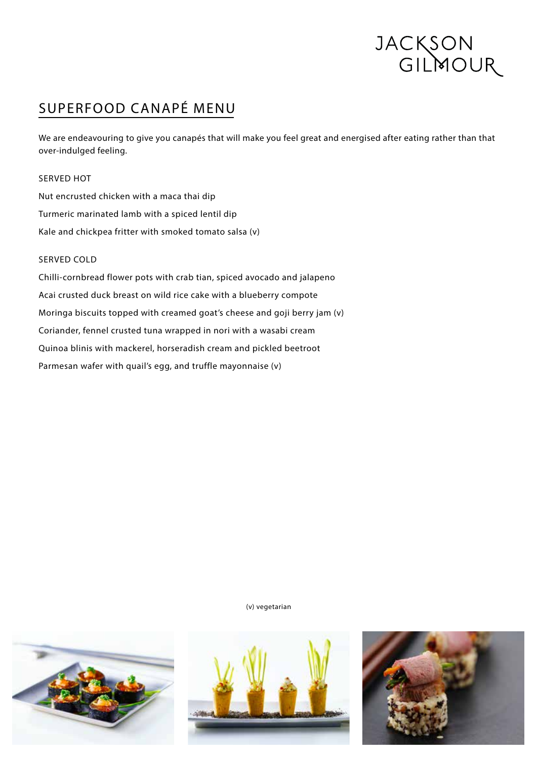JACKSON GILMOUR

## SUPERFOOD CANAPÉ MENU

We are endeavouring to give you canapés that will make you feel great and energised after eating rather than that over-indulged feeling.

SERVED HOT

Nut encrusted chicken with a maca thai dip

Turmeric marinated lamb with a spiced lentil dip

Kale and chickpea fritter with smoked tomato salsa (v)

SERVED COLD

Chilli-cornbread flower pots with crab tian, spiced avocado and jalapeno

Acai crusted duck breast on wild rice cake with a blueberry compote

Moringa biscuits topped with creamed goat's cheese and goji berry jam (v)

Coriander, fennel crusted tuna wrapped in nori with a wasabi cream

Quinoa blinis with mackerel, horseradish cream and pickled beetroot

Parmesan wafer with quail's egg, and truffle mayonnaise (v)

(v) vegetarian